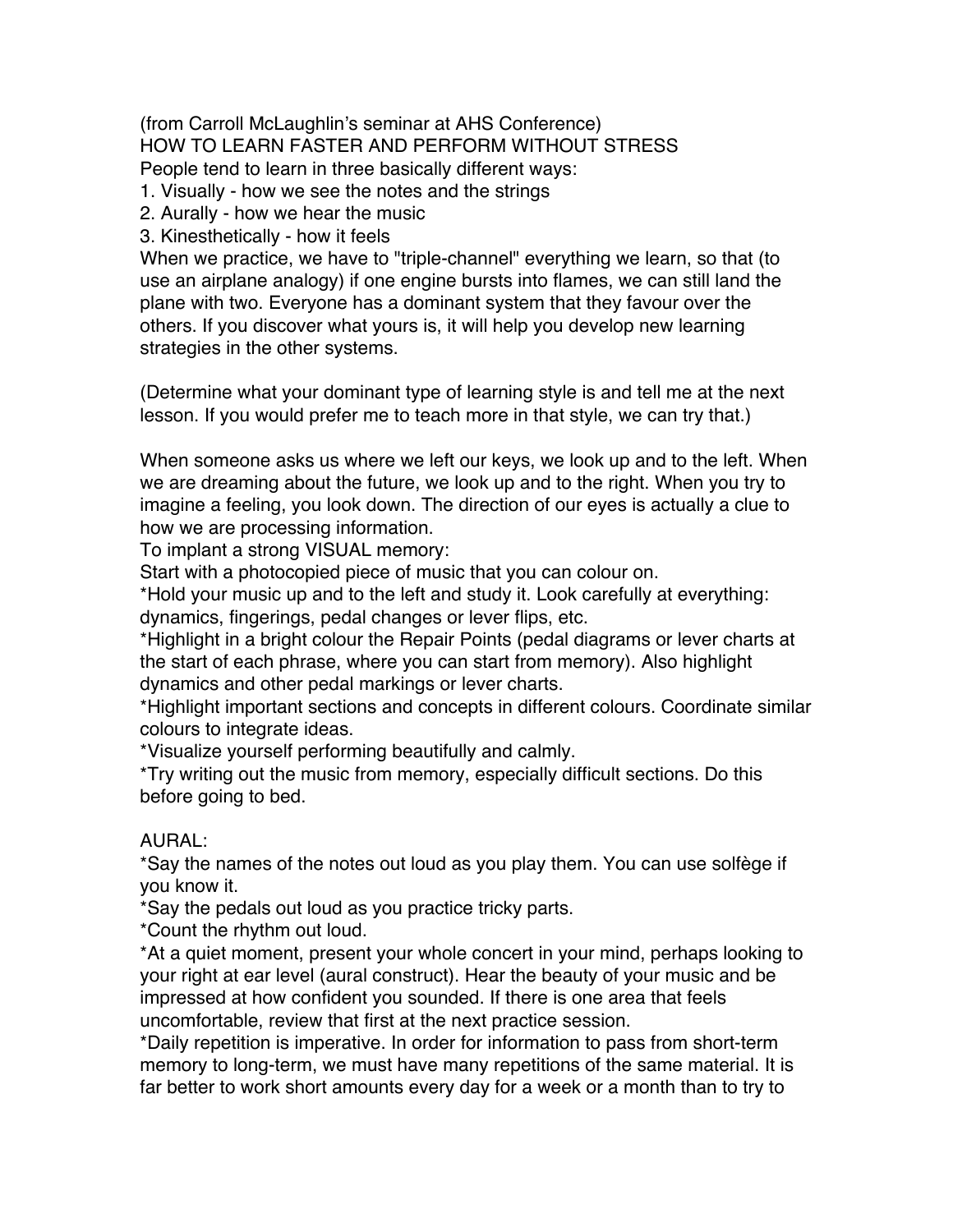(from Carroll McLaughlin's seminar at AHS Conference)

HOW TO LEARN FASTER AND PERFORM WITHOUT STRESS

People tend to learn in three basically different ways:

1. Visually - how we see the notes and the strings
2. Aurally - how we hear the music
3. Kinesthetically - how it feels

When we practice, we have to "triple-channel" everything we learn, so that (to use an airplane analogy) if one engine bursts into flames, we can still land the plane with two. Everyone has a dominant system that they favour over the others. If you discover what yours is, it will help you develop new learning strategies in the other systems.

(Determine what your dominant type of learning style is and tell me at the next lesson. If you would prefer me to teach more in that style, we can try that.)

When someone asks us where we left our keys, we look up and to the left. When we are dreaming about the future, we look up and to the right. When you try to imagine a feeling, you look down. The direction of our eyes is actually a clue to how we are processing information.

To implant a strong VISUAL memory:

Start with a photocopied piece of music that you can colour on.

*Hold your music up and to the left and study it. Look carefully at everything: dynamics, fingerings, pedal changes or lever flips, etc.

*Highlight in a bright colour the Repair Points (pedal diagrams or lever charts at the start of each phrase, where you can start from memory). Also highlight dynamics and other pedal markings or lever charts.

*Highlight important sections and concepts in different colours. Coordinate similar colours to integrate ideas.

*Visualize yourself performing beautifully and calmly.

*Try writing out the music from memory, especially difficult sections. Do this before going to bed.

AURAL:

*Say the names of the notes out loud as you play them. You can use solfège if you know it.

*Say the pedals out loud as you practice tricky parts.

*Count the rhythm out loud.

*At a quiet moment, present your whole concert in your mind, perhaps looking to your right at ear level (aural construct). Hear the beauty of your music and be impressed at how confident you sounded. If there is one area that feels uncomfortable, review that first at the next practice session.

*Daily repetition is imperative. In order for information to pass from short-term memory to long-term, we must have many repetitions of the same material. It is far better to work short amounts every day for a week or a month than to try to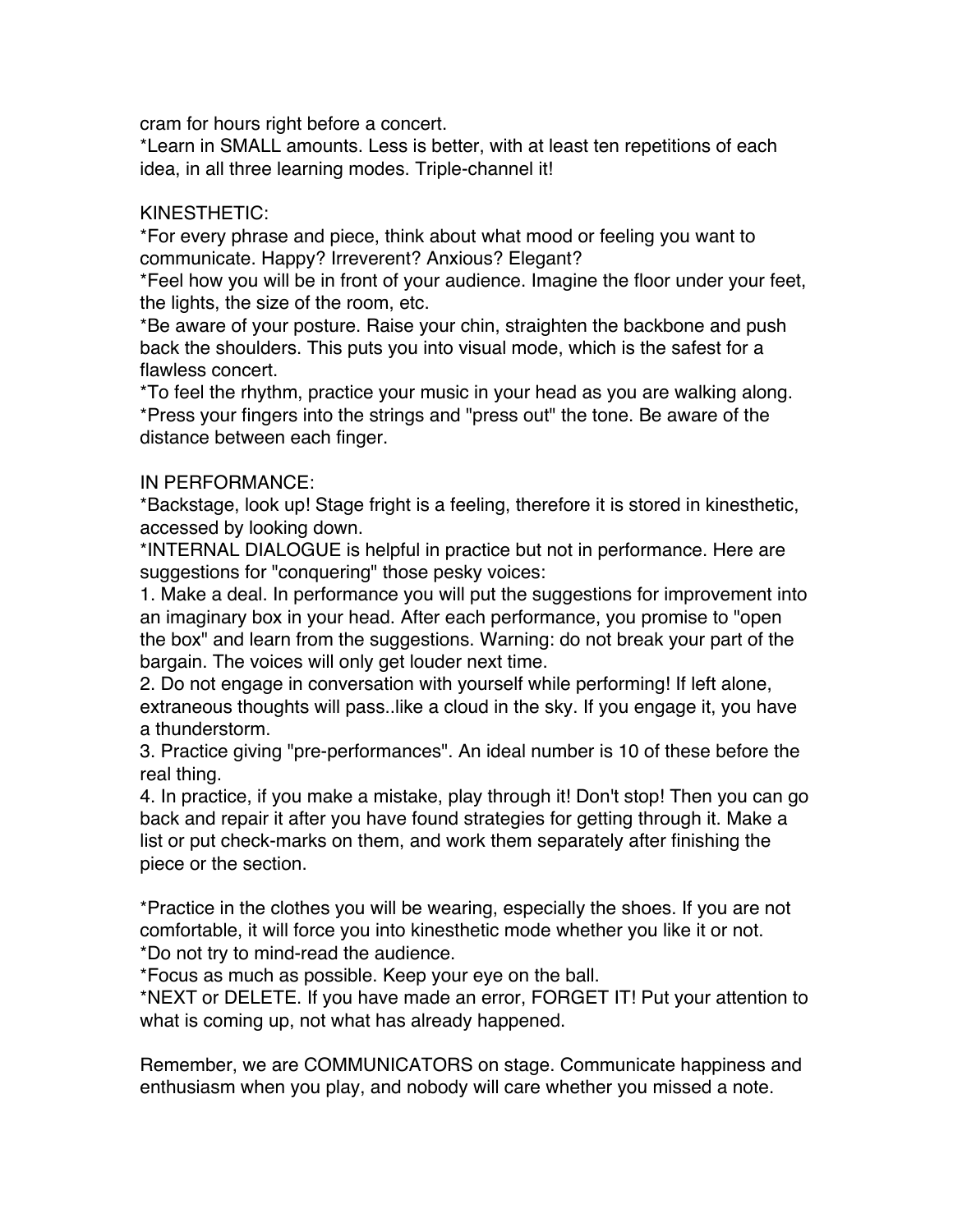cram for hours right before a concert.
*Learn in SMALL amounts. Less is better, with at least ten repetitions of each idea, in all three learning modes. Triple-channel it!

KINESTHETIC:
*For every phrase and piece, think about what mood or feeling you want to communicate. Happy? Irreverent? Anxious? Elegant?
*Feel how you will be in front of your audience. Imagine the floor under your feet, the lights, the size of the room, etc.
*Be aware of your posture. Raise your chin, straighten the backbone and push back the shoulders. This puts you into visual mode, which is the safest for a flawless concert.
*To feel the rhythm, practice your music in your head as you are walking along.
*Press your fingers into the strings and "press out" the tone. Be aware of the distance between each finger.

IN PERFORMANCE:
*Backstage, look up! Stage fright is a feeling, therefore it is stored in kinesthetic, accessed by looking down.
*INTERNAL DIALOGUE is helpful in practice but not in performance. Here are suggestions for "conquering" those pesky voices:
1. Make a deal. In performance you will put the suggestions for improvement into an imaginary box in your head. After each performance, you promise to "open the box" and learn from the suggestions. Warning: do not break your part of the bargain. The voices will only get louder next time.
2. Do not engage in conversation with yourself while performing! If left alone, extraneous thoughts will pass..like a cloud in the sky. If you engage it, you have a thunderstorm.
3. Practice giving "pre-performances". An ideal number is 10 of these before the real thing.
4. In practice, if you make a mistake, play through it! Don't stop! Then you can go back and repair it after you have found strategies for getting through it. Make a list or put check-marks on them, and work them separately after finishing the piece or the section.

*Practice in the clothes you will be wearing, especially the shoes. If you are not comfortable, it will force you into kinesthetic mode whether you like it or not.
*Do not try to mind-read the audience.
*Focus as much as possible. Keep your eye on the ball.
*NEXT or DELETE. If you have made an error, FORGET IT! Put your attention to what is coming up, not what has already happened.

Remember, we are COMMUNICATORS on stage. Communicate happiness and enthusiasm when you play, and nobody will care whether you missed a note.